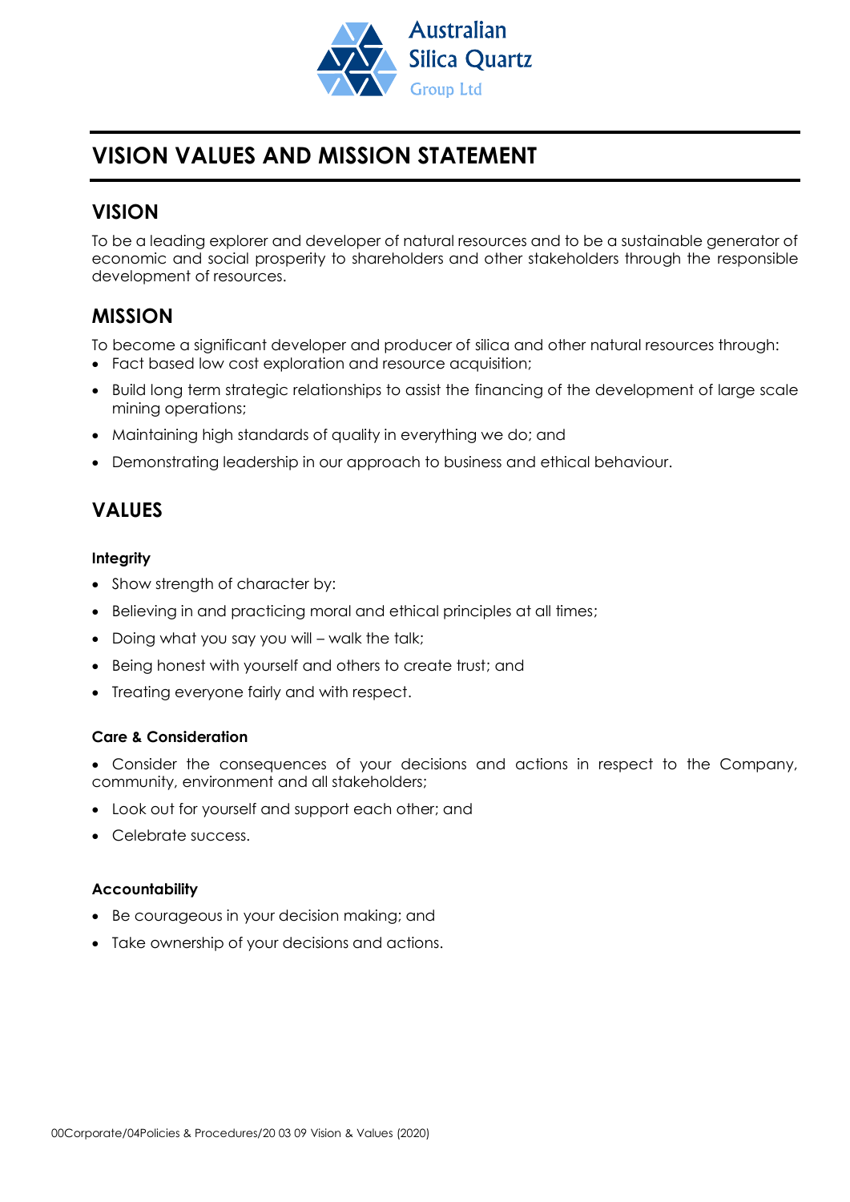Australian Silica Quartz Group Ltd

# VISION VALUES AND MISSION STATEMENT

## VISION

To be a leading explorer and developer of natural resources and to be a sustainable generator of economic and social prosperity to shareholders and other stakeholders through the responsible development of resources.

## MISSION

To become a significant developer and producer of silica and other natural resources through:

- Fact based low cost exploration and resource acquisition;
- Build long term strategic relationships to assist the financing of the development of large scale mining operations;
- Maintaining high standards of quality in everything we do; and
- Demonstrating leadership in our approach to business and ethical behaviour.

## VALUES

### Integrity

- Show strength of character by:
- Believing in and practicing moral and ethical principles at all times;
- Doing what you say you will – walk the talk;
- Being honest with yourself and others to create trust; and
- Treating everyone fairly and with respect.

### Care & Consideration

- Consider the consequences of your decisions and actions in respect to the Company, community, environment and all stakeholders;
- Look out for yourself and support each other; and
- Celebrate success.

### Accountability

- Be courageous in your decision making; and
- Take ownership of your decisions and actions.

00Corporate/04Policies & Procedures/20 03 09 Vision & Values (2020)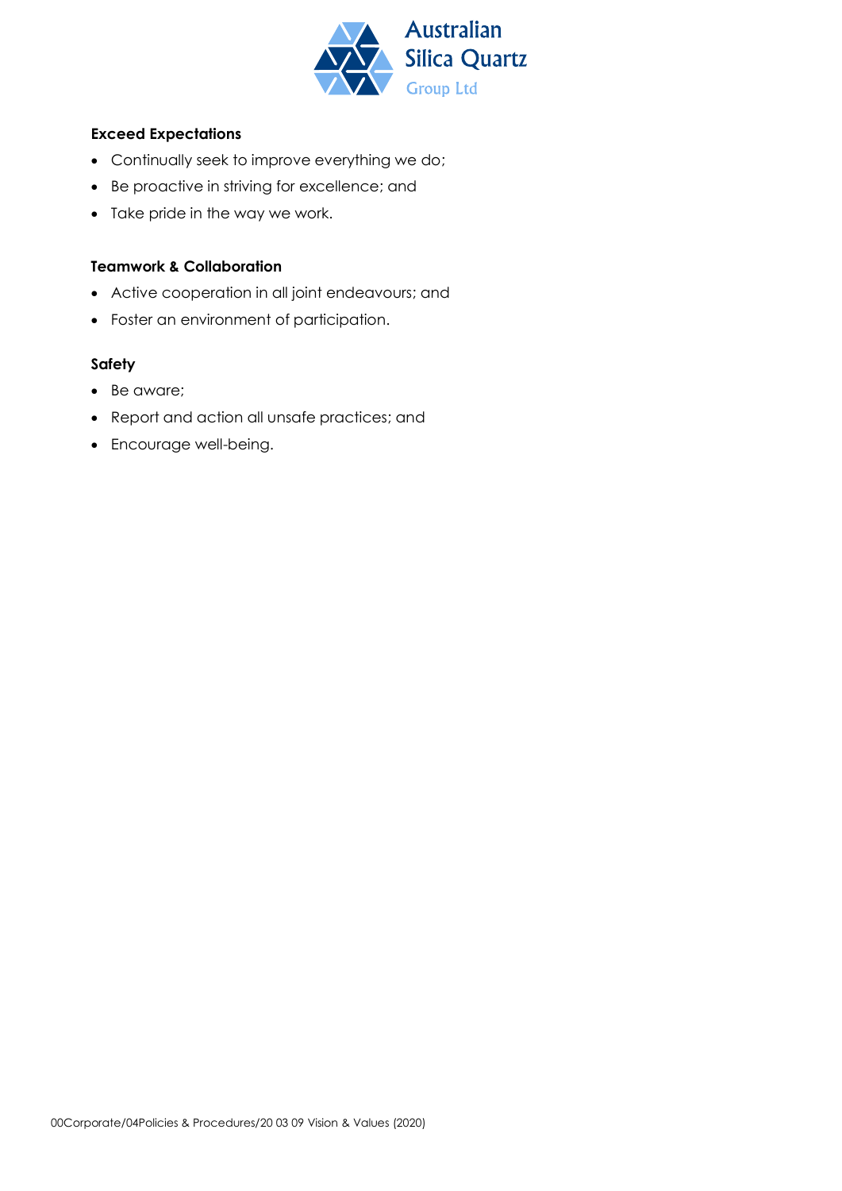**Exceed Expectations**

- Continually seek to improve everything we do;
- Be proactive in striving for excellence; and
- Take pride in the way we work.

**Teamwork & Collaboration**

- Active cooperation in all joint endeavours; and
- Foster an environment of participation.

**Safety**

- Be aware;
- Report and action all unsafe practices; and
- Encourage well-being.